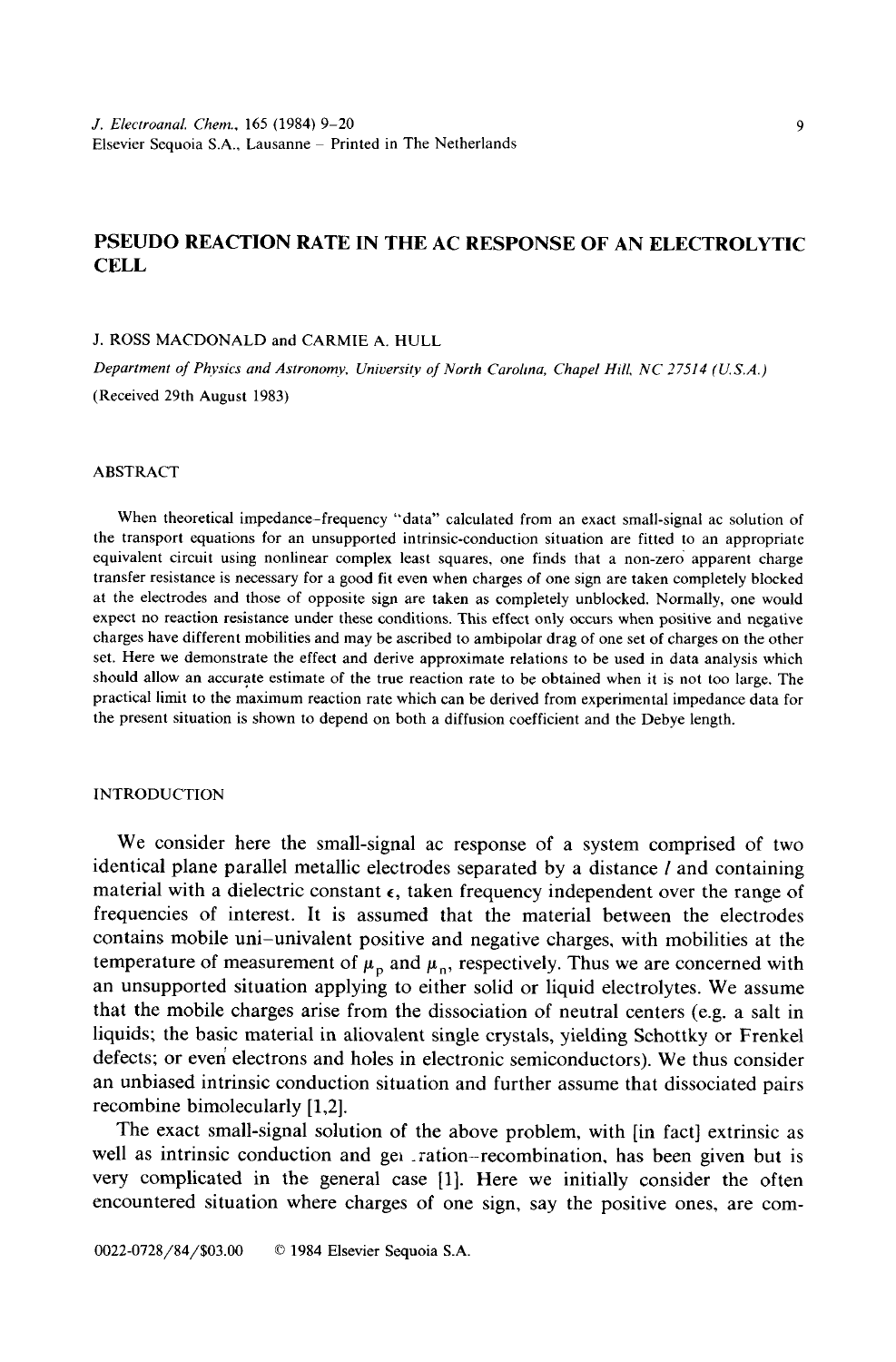# PSEUDO REACTION RATE IN THE AC RESPONSE OF AN ELECTROLYTIC CELL

J. ROSS MACDONALD and CARMIE A. HULL

*Department of Physics and Astronomy, University of North Carolina, Chapel Hill, NC 27514 (U.S.A.)*

(Received 29th August 1983)

## ABSTRACT

When theoretical impedance-frequency "data" calculated from an exact small-signal ac solution of the transport equations for an unsupported intrinsic-conduction situation are fitted to an appropriate equivalent circuit using nonlinear complex least squares, one finds that a non-zero apparent charge transfer resistance is necessary for a good fit even when charges of one sign are taken completely blocked at the electrodes and those of opposite sign are taken as completely unblocked. Normally, one would expect no reaction resistance under these conditions. This effect only occurs when positive and negative charges have different mobilities and may be ascribed to ambipolar drag of one set of charges on the other set. Here we demonstrate the effect and derive approximate relations to be used in data analysis which should allow an accurate estimate of the true reaction rate to be obtained when it is not too large. The practical limit to the maximum reaction rate which can be derived from experimental impedance data for the present situation is shown to depend on both a diffusion coefficient and the Debye length.

## INTRODUCTION

We consider here the small-signal ac response of a system comprised of two identical plane parallel metallic electrodes separated by a distance $l$ and containing material with a dielectric constant $\epsilon$, taken frequency independent over the range of frequencies of interest. It is assumed that the material between the electrodes contains mobile uni-univalent positive and negative charges, with mobilities at the temperature of measurement of $\mu_p$ and $\mu_n$, respectively. Thus we are concerned with an unsupported situation applying to either solid or liquid electrolytes. We assume that the mobile charges arise from the dissociation of neutral centers (e.g. a salt in liquids; the basic material in aliovalent single crystals, yielding Schottky or Frenkel defects; or even electrons and holes in electronic semiconductors). We thus consider an unbiased intrinsic conduction situation and further assume that dissociated pairs recombine bimolecularly [1,2].

The exact small-signal solution of the above problem, with [in fact] extrinsic as well as intrinsic conduction and generation-recombination, has been given but is very complicated in the general case [1]. Here we initially consider the often encountered situation where charges of one sign, say the positive ones, are com-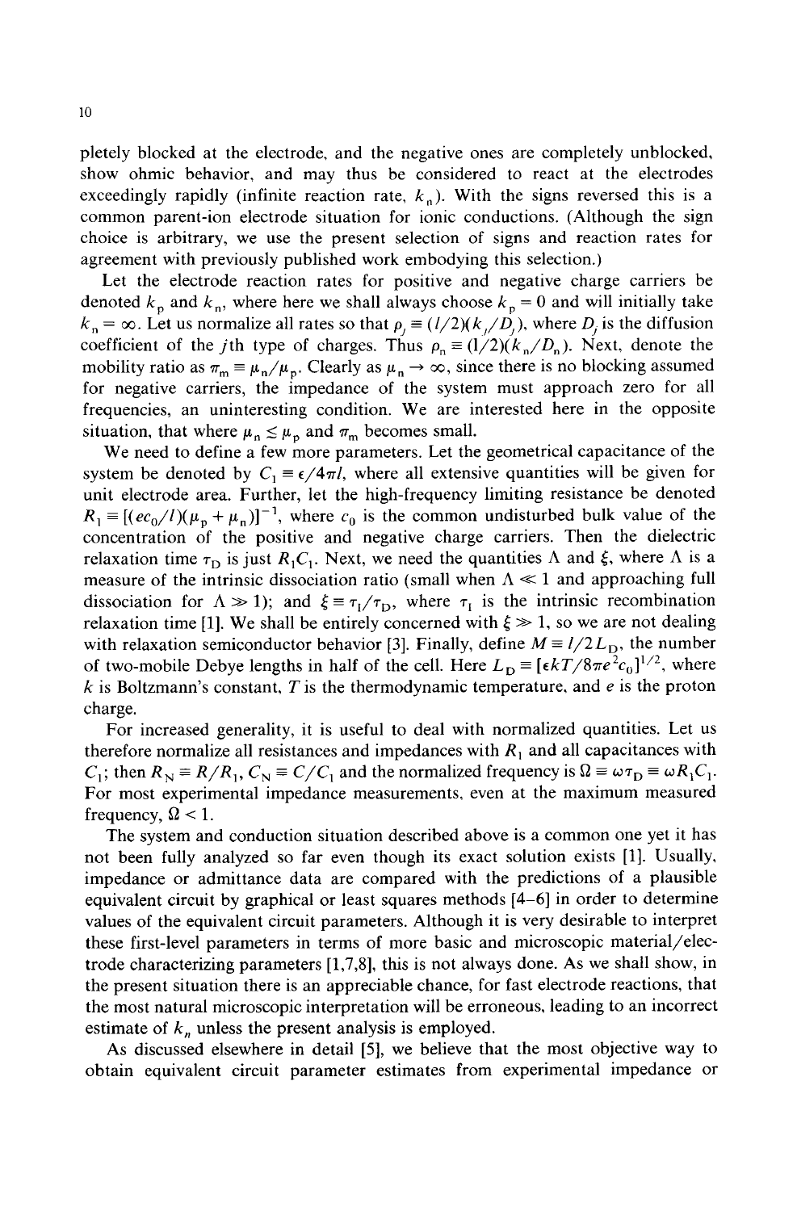pletely blocked at the electrode, and the negative ones are completely unblocked, show ohmic behavior, and may thus be considered to react at the electrodes exceedingly rapidly (infinite reaction rate, $k_n$). With the signs reversed this is a common parent-ion electrode situation for ionic conductions. (Although the sign choice is arbitrary, we use the present selection of signs and reaction rates for agreement with previously published work embodying this selection.)

Let the electrode reaction rates for positive and negative charge carriers be denoted $k_p$ and $k_n$, where here we shall always choose $k_p = 0$ and will initially take $k_n = \infty$. Let us normalize all rates so that $\rho_j \equiv (l/2)(k_j/D_j)$, where $D_j$ is the diffusion coefficient of the $j$th type of charges. Thus $\rho_n \equiv (1/2)(k_n/D_n)$. Next, denote the mobility ratio as $\pi_m \equiv \mu_n/\mu_p$. Clearly as $\mu_n \to \infty$, since there is no blocking assumed for negative carriers, the impedance of the system must approach zero for all frequencies, an uninteresting condition. We are interested here in the opposite situation, that where $\mu_n \lesssim \mu_p$ and $\pi_m$ becomes small.

We need to define a few more parameters. Let the geometrical capacitance of the system be denoted by $C_1 \equiv \epsilon/4\pi l$, where all extensive quantities will be given for unit electrode area. Further, let the high-frequency limiting resistance be denoted $R_1 \equiv [(ec_0/l)(\mu_p + \mu_n)]^{-1}$, where $c_0$ is the common undisturbed bulk value of the concentration of the positive and negative charge carriers. Then the dielectric relaxation time $\tau_D$ is just $R_1C_1$. Next, we need the quantities $\Lambda$ and $\xi$, where $\Lambda$ is a measure of the intrinsic dissociation ratio (small when $\Lambda \ll 1$ and approaching full dissociation for $\Lambda \gg 1$); and $\xi \equiv \tau_1/\tau_D$, where $\tau_1$ is the intrinsic recombination relaxation time [1]. We shall be entirely concerned with $\xi \gg 1$, so we are not dealing with relaxation semiconductor behavior [3]. Finally, define $M \equiv l/2L_D$, the number of two-mobile Debye lengths in half of the cell. Here $L_D \equiv [\epsilon kT/8\pi e^2 c_0]^{1/2}$, where $k$ is Boltzmann's constant, $T$ is the thermodynamic temperature, and $e$ is the proton charge.

For increased generality, it is useful to deal with normalized quantities. Let us therefore normalize all resistances and impedances with $R_1$ and all capacitances with $C_1$; then $R_N \equiv R/R_1$, $C_N \equiv C/C_1$ and the normalized frequency is $\Omega \equiv \omega\tau_D \equiv \omega R_1 C_1$. For most experimental impedance measurements, even at the maximum measured frequency, $\Omega < 1$.

The system and conduction situation described above is a common one yet it has not been fully analyzed so far even though its exact solution exists [1]. Usually, impedance or admittance data are compared with the predictions of a plausible equivalent circuit by graphical or least squares methods [4–6] in order to determine values of the equivalent circuit parameters. Although it is very desirable to interpret these first-level parameters in terms of more basic and microscopic material/electrode characterizing parameters [1,7,8], this is not always done. As we shall show, in the present situation there is an appreciable chance, for fast electrode reactions, that the most natural microscopic interpretation will be erroneous, leading to an incorrect estimate of $k_n$ unless the present analysis is employed.

As discussed elsewhere in detail [5], we believe that the most objective way to obtain equivalent circuit parameter estimates from experimental impedance or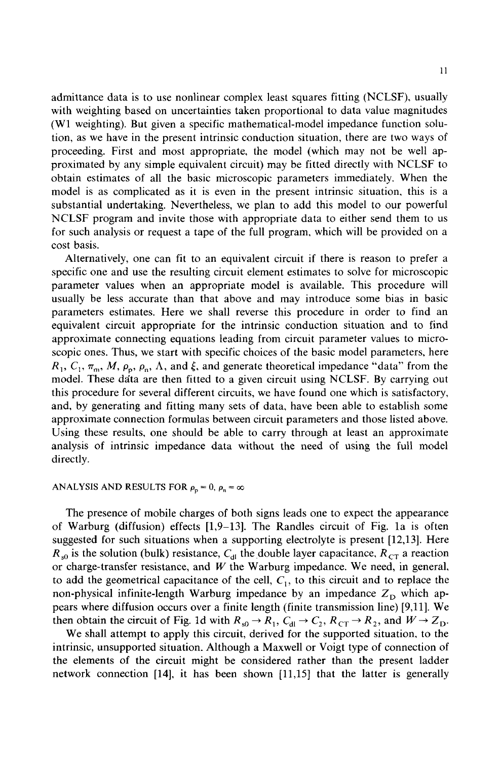admittance data is to use nonlinear complex least squares fitting (NCLSF), usually with weighting based on uncertainties taken proportional to data value magnitudes (W1 weighting). But given a specific mathematical-model impedance function solution, as we have in the present intrinsic conduction situation, there are two ways of proceeding. First and most appropriate, the model (which may not be well approximated by any simple equivalent circuit) may be fitted directly with NCLSF to obtain estimates of all the basic microscopic parameters immediately. When the model is as complicated as it is even in the present intrinsic situation, this is a substantial undertaking. Nevertheless, we plan to add this model to our powerful NCLSF program and invite those with appropriate data to either send them to us for such analysis or request a tape of the full program, which will be provided on a cost basis.

Alternatively, one can fit to an equivalent circuit if there is reason to prefer a specific one and use the resulting circuit element estimates to solve for microscopic parameter values when an appropriate model is available. This procedure will usually be less accurate than that above and may introduce some bias in basic parameters estimates. Here we shall reverse this procedure in order to find an equivalent circuit appropriate for the intrinsic conduction situation and to find approximate connecting equations leading from circuit parameter values to microscopic ones. Thus, we start with specific choices of the basic model parameters, here $R_1$, $C_1$, $\pi_m$, $M$, $\rho_p$, $\rho_n$, $\Lambda$, and $\xi$, and generate theoretical impedance "data" from the model. These data are then fitted to a given circuit using NCLSF. By carrying out this procedure for several different circuits, we have found one which is satisfactory, and, by generating and fitting many sets of data, have been able to establish some approximate connection formulas between circuit parameters and those listed above. Using these results, one should be able to carry through at least an approximate analysis of intrinsic impedance data without the need of using the full model directly.

## ANALYSIS AND RESULTS FOR $\rho_p = 0$, $\rho_n = \infty$

The presence of mobile charges of both signs leads one to expect the appearance of Warburg (diffusion) effects [1,9–13]. The Randles circuit of Fig. 1a is often suggested for such situations when a supporting electrolyte is present [12,13]. Here $R_{s0}$ is the solution (bulk) resistance, $C_{dl}$ the double layer capacitance, $R_{CT}$ a reaction or charge-transfer resistance, and $W$ the Warburg impedance. We need, in general, to add the geometrical capacitance of the cell, $C_1$, to this circuit and to replace the non-physical infinite-length Warburg impedance by an impedance $Z_D$ which appears where diffusion occurs over a finite length (finite transmission line) [9,11]. We then obtain the circuit of Fig. 1d with $R_{s0} \rightarrow R_1$, $C_{dl} \rightarrow C_2$, $R_{CT} \rightarrow R_2$, and $W \rightarrow Z_D$.

We shall attempt to apply this circuit, derived for the supported situation, to the intrinsic, unsupported situation. Although a Maxwell or Voigt type of connection of the elements of the circuit might be considered rather than the present ladder network connection [14], it has been shown [11,15] that the latter is generally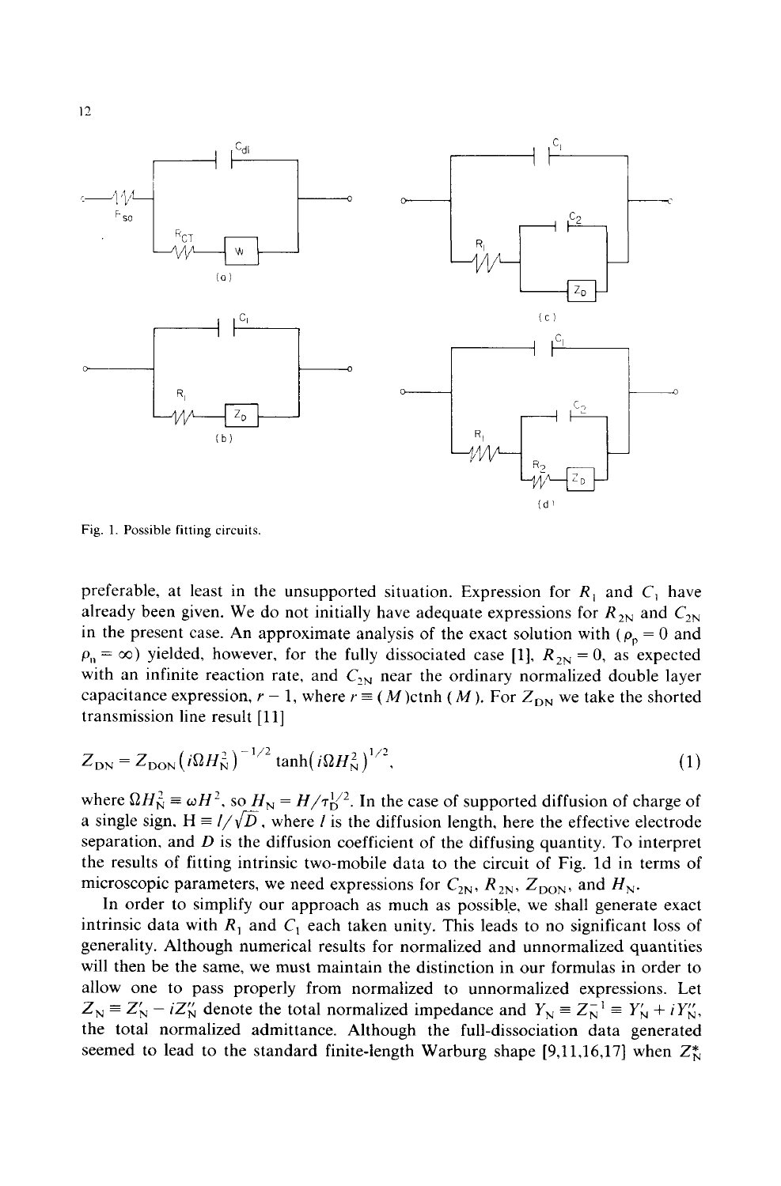Fig. 1. Possible fitting circuits.

preferable, at least in the unsupported situation. Expression for $R_1$ and $C_1$ have already been given. We do not initially have adequate expressions for $R_{2N}$ and $C_{2N}$ in the present case. An approximate analysis of the exact solution with ($\rho_p = 0$ and $\rho_n = \infty$) yielded, however, for the fully dissociated case [1], $R_{2N} = 0$, as expected with an infinite reaction rate, and $C_{2N}$ near the ordinary normalized double layer capacitance expression, $r - 1$, where $r \equiv (M)\text{ctnh}(M)$. For $Z_{DN}$ we take the shorted transmission line result [11]

$$Z_{DN} = Z_{DON}\left(i\Omega H_N^2\right)^{-1/2} \tanh\left(i\Omega H_N^2\right)^{1/2}, \tag{1}$$

where $\Omega H_N^2 \equiv \omega H^2$, so $H_N = H/\tau_D^{1/2}$. In the case of supported diffusion of charge of a single sign, $H \equiv l/\sqrt{D}$, where $l$ is the diffusion length, here the effective electrode separation, and $D$ is the diffusion coefficient of the diffusing quantity. To interpret the results of fitting intrinsic two-mobile data to the circuit of Fig. 1d in terms of microscopic parameters, we need expressions for $C_{2N}$, $R_{2N}$, $Z_{DON}$, and $H_N$.

In order to simplify our approach as much as possible, we shall generate exact intrinsic data with $R_1$ and $C_1$ each taken unity. This leads to no significant loss of generality. Although numerical results for normalized and unnormalized quantities will then be the same, we must maintain the distinction in our formulas in order to allow one to pass properly from normalized to unnormalized expressions. Let $Z_N \equiv Z'_N - iZ''_N$ denote the total normalized impedance and $Y_N \equiv Z_N^{-1} \equiv Y'_N + iY''_N$, the total normalized admittance. Although the full-dissociation data generated seemed to lead to the standard finite-length Warburg shape [9,11,16,17] when $Z_N^*$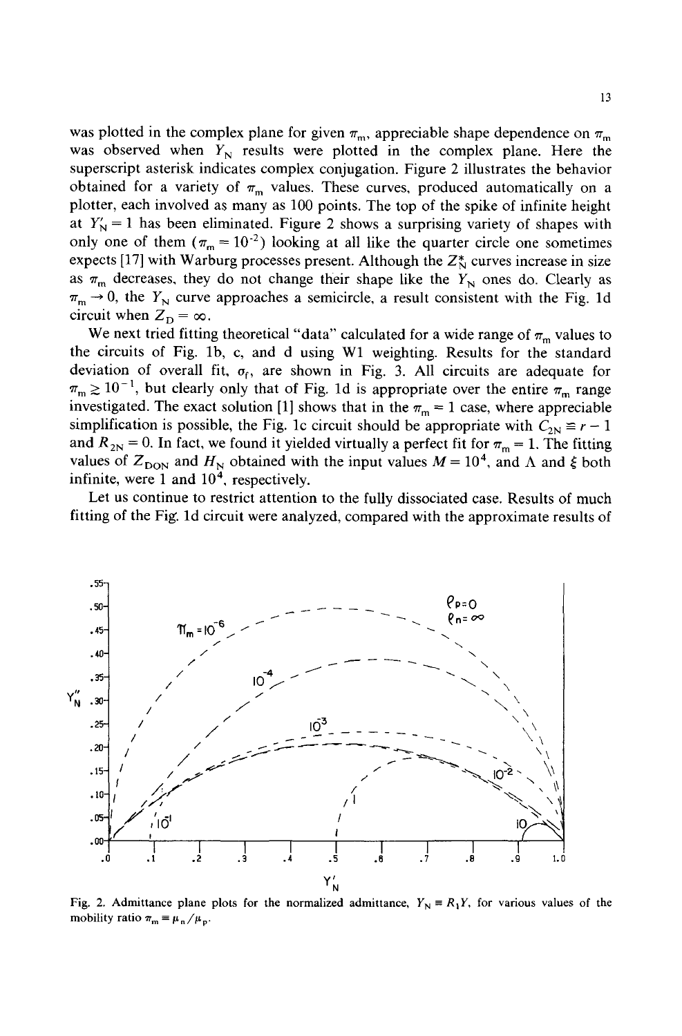was plotted in the complex plane for given $\pi_m$, appreciable shape dependence on $\pi_m$ was observed when $Y_N$ results were plotted in the complex plane. Here the superscript asterisk indicates complex conjugation. Figure 2 illustrates the behavior obtained for a variety of $\pi_m$ values. These curves, produced automatically on a plotter, each involved as many as 100 points. The top of the spike of infinite height at $Y_N' = 1$ has been eliminated. Figure 2 shows a surprising variety of shapes with only one of them ($\pi_m = 10^{-2}$) looking at all like the quarter circle one sometimes expects [17] with Warburg processes present. Although the $Z_N^*$ curves increase in size as $\pi_m$ decreases, they do not change their shape like the $Y_N$ ones do. Clearly as $\pi_m \to 0$, the $Y_N$ curve approaches a semicircle, a result consistent with the Fig. 1d circuit when $Z_D = \infty$.

We next tried fitting theoretical "data" calculated for a wide range of $\pi_m$ values to the circuits of Fig. 1b, c, and d using W1 weighting. Results for the standard deviation of overall fit, $\sigma_f$, are shown in Fig. 3. All circuits are adequate for $\pi_m \gtrsim 10^{-1}$, but clearly only that of Fig. 1d is appropriate over the entire $\pi_m$ range investigated. The exact solution [1] shows that in the $\pi_m = 1$ case, where appreciable simplification is possible, the Fig. 1c circuit should be appropriate with $C_{2N} \equiv r - 1$ and $R_{2N} = 0$. In fact, we found it yielded virtually a perfect fit for $\pi_m = 1$. The fitting values of $Z_{DON}$ and $H_N$ obtained with the input values $M = 10^4$, and $\Lambda$ and $\xi$ both infinite, were 1 and $10^4$, respectively.

Let us continue to restrict attention to the fully dissociated case. Results of much fitting of the Fig. 1d circuit were analyzed, compared with the approximate results of

Fig. 2. Admittance plane plots for the normalized admittance, $Y_N \equiv R_1 Y$, for various values of the mobility ratio $\pi_m \equiv \mu_n / \mu_p$.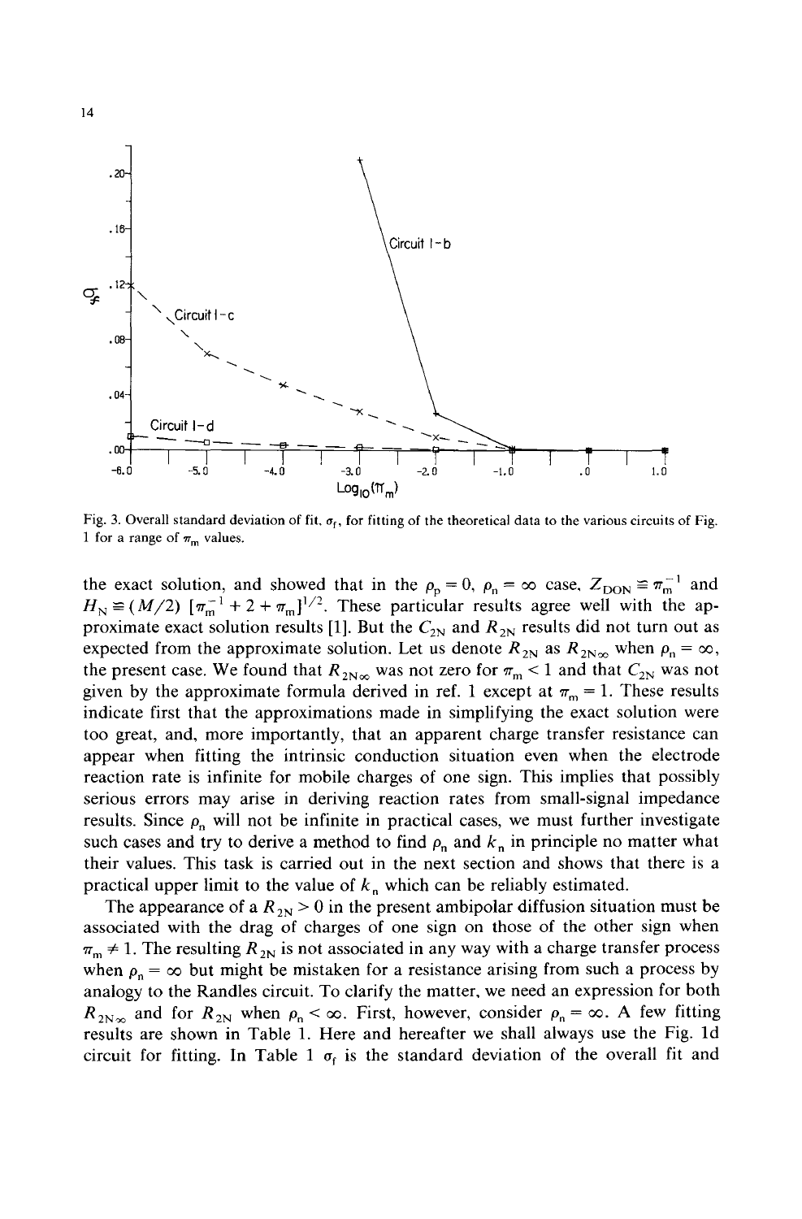Fig. 3. Overall standard deviation of fit, $\sigma_f$, for fitting of the theoretical data to the various circuits of Fig. 1 for a range of $\pi_m$ values.

the exact solution, and showed that in the $\rho_p = 0$, $\rho_n = \infty$ case, $Z_{DON} \cong \pi_m^{-1}$ and $H_N \cong (M/2)\ [\pi_m^{-1} + 2 + \pi_m]^{1/2}$. These particular results agree well with the approximate exact solution results [1]. But the $C_{2N}$ and $R_{2N}$ results did not turn out as expected from the approximate solution. Let us denote $R_{2N}$ as $R_{2N\infty}$ when $\rho_n = \infty$, the present case. We found that $R_{2N\infty}$ was not zero for $\pi_m < 1$ and that $C_{2N}$ was not given by the approximate formula derived in ref. 1 except at $\pi_m = 1$. These results indicate first that the approximations made in simplifying the exact solution were too great, and, more importantly, that an apparent charge transfer resistance can appear when fitting the intrinsic conduction situation even when the electrode reaction rate is infinite for mobile charges of one sign. This implies that possibly serious errors may arise in deriving reaction rates from small-signal impedance results. Since $\rho_n$ will not be infinite in practical cases, we must further investigate such cases and try to derive a method to find $\rho_n$ and $k_n$ in principle no matter what their values. This task is carried out in the next section and shows that there is a practical upper limit to the value of $k_n$ which can be reliably estimated.

The appearance of a $R_{2N} > 0$ in the present ambipolar diffusion situation must be associated with the drag of charges of one sign on those of the other sign when $\pi_m \neq 1$. The resulting $R_{2N}$ is not associated in any way with a charge transfer process when $\rho_n = \infty$ but might be mistaken for a resistance arising from such a process by analogy to the Randles circuit. To clarify the matter, we need an expression for both $R_{2N\infty}$ and for $R_{2N}$ when $\rho_n < \infty$. First, however, consider $\rho_n = \infty$. A few fitting results are shown in Table 1. Here and hereafter we shall always use the Fig. 1d circuit for fitting. In Table 1 $\sigma_f$ is the standard deviation of the overall fit and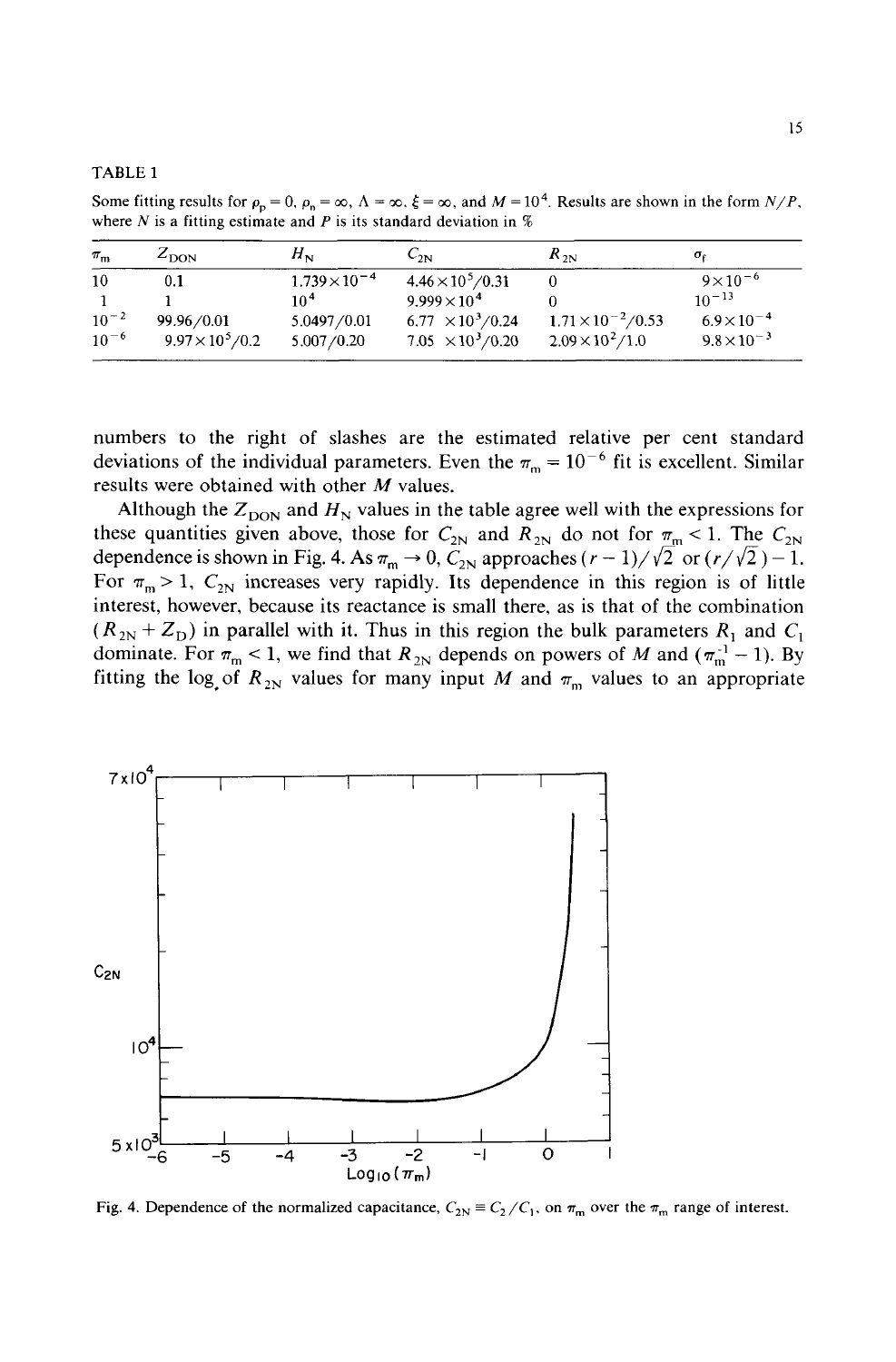TABLE 1

Some fitting results for $\rho_p = 0$, $\rho_n = \infty$, $\Lambda = \infty$, $\xi = \infty$, and $M = 10^4$. Results are shown in the form $N/P$, where $N$ is a fitting estimate and $P$ is its standard deviation in %

| $\pi_m$ | $Z_{DON}$ | $H_N$ | $C_{2N}$ | $R_{2N}$ | $\sigma_f$ |
|---|---|---|---|---|---|
| 10 | 0.1 | $1.739\times10^{-4}$ | $4.46\times10^5/0.31$ | 0 | $9\times10^{-6}$ |
| 1 | 1 | $10^4$ | $9.999\times10^4$ | 0 | $10^{-13}$ |
| $10^{-2}$ | 99.96/0.01 | 5.0497/0.01 | $6.77\times10^3/0.24$ | $1.71\times10^{-2}/0.53$ | $6.9\times10^{-4}$ |
| $10^{-6}$ | $9.97\times10^5/0.2$ | 5.007/0.20 | $7.05\times10^3/0.20$ | $2.09\times10^2/1.0$ | $9.8\times10^{-3}$ |

numbers to the right of slashes are the estimated relative per cent standard deviations of the individual parameters. Even the $\pi_m = 10^{-6}$ fit is excellent. Similar results were obtained with other $M$ values.

Although the $Z_{DON}$ and $H_N$ values in the table agree well with the expressions for these quantities given above, those for $C_{2N}$ and $R_{2N}$ do not for $\pi_m < 1$. The $C_{2N}$ dependence is shown in Fig. 4. As $\pi_m \to 0$, $C_{2N}$ approaches $(r-1)/\sqrt{2}$ or $(r/\sqrt{2})-1$. For $\pi_m > 1$, $C_{2N}$ increases very rapidly. Its dependence in this region is of little interest, however, because its reactance is small there, as is that of the combination $(R_{2N} + Z_D)$ in parallel with it. Thus in this region the bulk parameters $R_1$ and $C_1$ dominate. For $\pi_m < 1$, we find that $R_{2N}$ depends on powers of $M$ and $(\pi_m^{-1} - 1)$. By fitting the $\log_e$ of $R_{2N}$ values for many input $M$ and $\pi_m$ values to an appropriate

Fig. 4. Dependence of the normalized capacitance, $C_{2N} \equiv C_2/C_1$, on $\pi_m$ over the $\pi_m$ range of interest.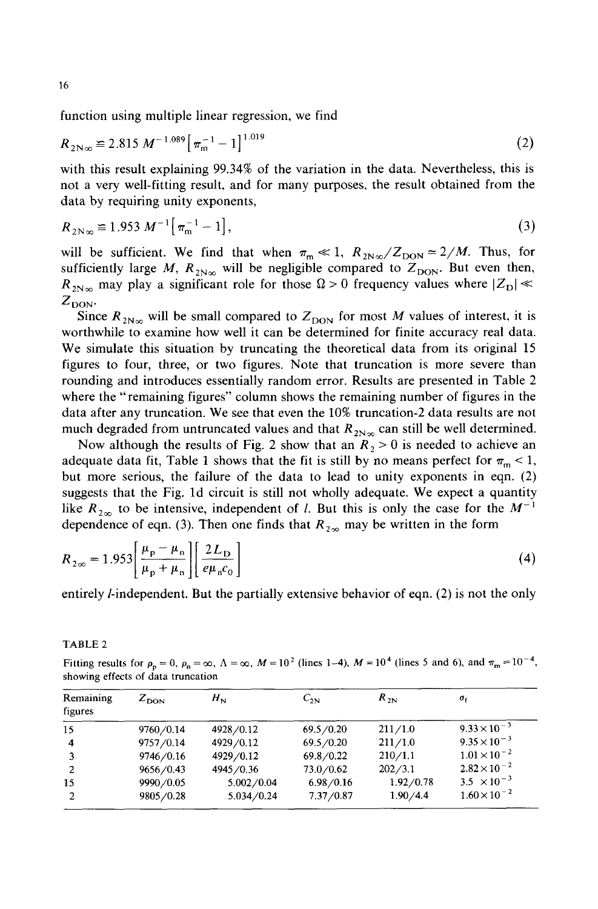function using multiple linear regression, we find

$$R_{2N\infty} \cong 2.815\, M^{-1.089}\left[\pi_m^{-1} - 1\right]^{1.019} \tag{2}$$

with this result explaining 99.34% of the variation in the data. Nevertheless, this is not a very well-fitting result, and for many purposes, the result obtained from the data by requiring unity exponents,

$$R_{2N\infty} \cong 1.953\, M^{-1}\left[\pi_m^{-1} - 1\right], \tag{3}$$

will be sufficient. We find that when $\pi_m \ll 1$, $R_{2N\infty}/Z_{DON} \simeq 2/M$. Thus, for sufficiently large $M$, $R_{2N\infty}$ will be negligible compared to $Z_{DON}$. But even then, $R_{2N\infty}$ may play a significant role for those $\Omega > 0$ frequency values where $|Z_D| \ll Z_{DON}$.

Since $R_{2N\infty}$ will be small compared to $Z_{DON}$ for most $M$ values of interest, it is worthwhile to examine how well it can be determined for finite accuracy real data. We simulate this situation by truncating the theoretical data from its original 15 figures to four, three, or two figures. Note that truncation is more severe than rounding and introduces essentially random error. Results are presented in Table 2 where the "remaining figures" column shows the remaining number of figures in the data after any truncation. We see that even the 10% truncation-2 data results are not much degraded from untruncated values and that $R_{2N\infty}$ can still be well determined.

Now although the results of Fig. 2 show that an $R_2 > 0$ is needed to achieve an adequate data fit, Table 1 shows that the fit is still by no means perfect for $\pi_m < 1$, but more serious, the failure of the data to lead to unity exponents in eqn. (2) suggests that the Fig. 1d circuit is still not wholly adequate. We expect a quantity like $R_{2\infty}$ to be intensive, independent of $l$. But this is only the case for the $M^{-1}$ dependence of eqn. (3). Then one finds that $R_{2\infty}$ may be written in the form

$$R_{2\infty} = 1.953\left[\frac{\mu_p - \mu_n}{\mu_p + \mu_n}\right]\left[\frac{2L_D}{e\mu_n c_0}\right] \tag{4}$$

entirely $l$-independent. But the partially extensive behavior of eqn. (2) is not the only

TABLE 2

Fitting results for $\rho_p = 0$, $\rho_n = \infty$, $\Lambda = \infty$, $M = 10^2$ (lines 1–4), $M = 10^4$ (lines 5 and 6), and $\pi_m = 10^{-4}$, showing effects of data truncation

| Remaining figures | $Z_{DON}$ | $H_N$ | $C_{2N}$ | $R_{2N}$ | $\sigma_f$ |
|---|---|---|---|---|---|
| 15 | 9760/0.14 | 4928/0.12 | 69.5/0.20 | 211/1.0 | $9.33\times10^{-3}$ |
| 4 | 9757/0.14 | 4929/0.12 | 69.5/0.20 | 211/1.0 | $9.35\times10^{-3}$ |
| 3 | 9746/0.16 | 4929/0.12 | 69.8/0.22 | 210/1.1 | $1.01\times10^{-2}$ |
| 2 | 9656/0.43 | 4945/0.36 | 73.0/0.62 | 202/3.1 | $2.82\times10^{-2}$ |
| 15 | 9990/0.05 | 5.002/0.04 | 6.98/0.16 | 1.92/0.78 | $3.5\ \times10^{-3}$ |
| 2 | 9805/0.28 | 5.034/0.24 | 7.37/0.87 | 1.90/4.4 | $1.60\times10^{-2}$ |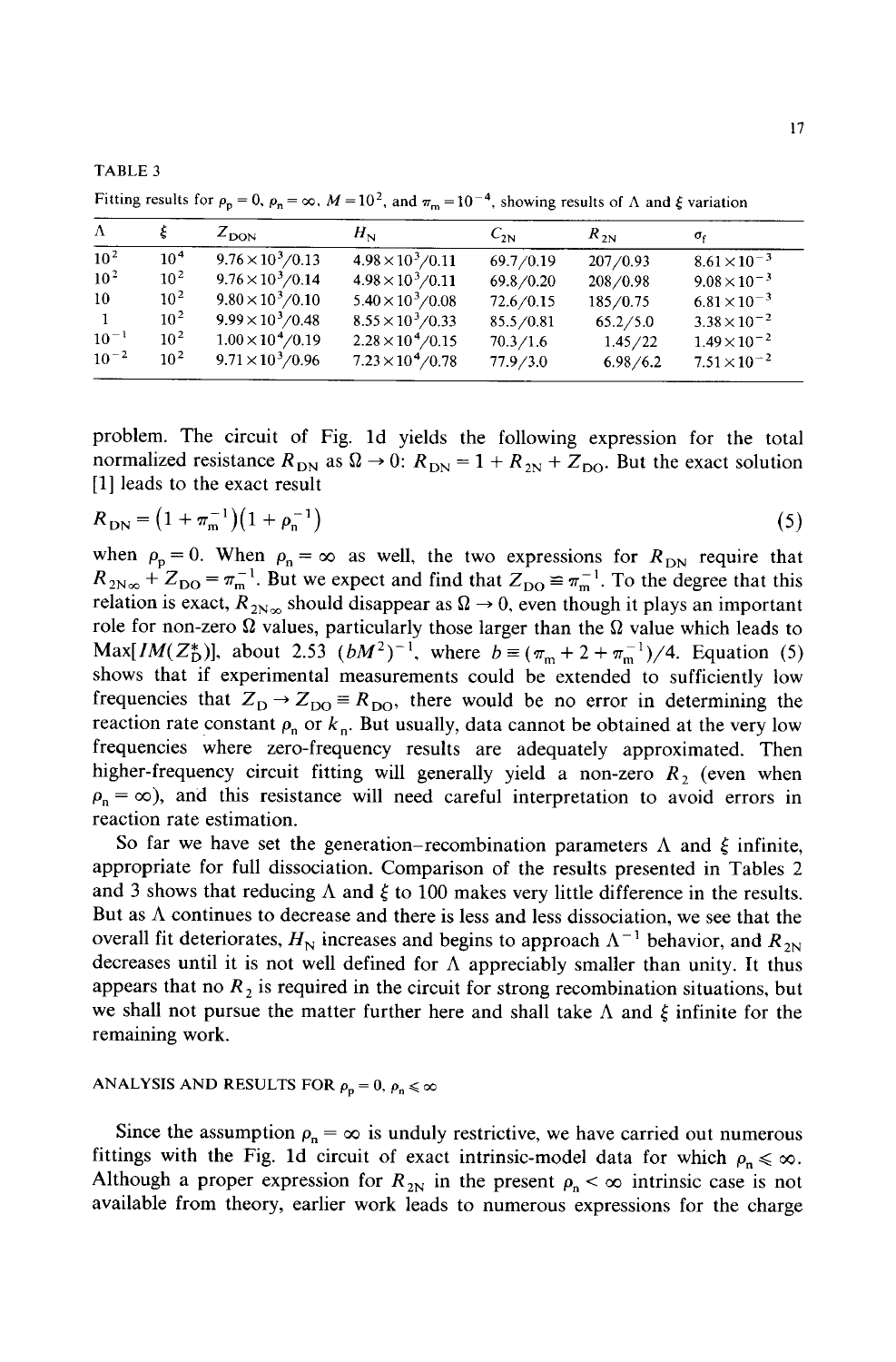TABLE 3

Fitting results for $\rho_p = 0$, $\rho_n = \infty$, $M = 10^2$, and $\pi_m = 10^{-4}$, showing results of $\Lambda$ and $\xi$ variation

| $\Lambda$ | $\xi$ | $Z_{DON}$ | $H_N$ | $C_{2N}$ | $R_{2N}$ | $\sigma_f$ |
|---|---|---|---|---|---|---|
| $10^2$ | $10^4$ | $9.76\times10^3/0.13$ | $4.98\times10^3/0.11$ | 69.7/0.19 | 207/0.93 | $8.61\times10^{-3}$ |
| $10^2$ | $10^2$ | $9.76\times10^3/0.14$ | $4.98\times10^3/0.11$ | 69.8/0.20 | 208/0.98 | $9.08\times10^{-3}$ |
| 10 | $10^2$ | $9.80\times10^3/0.10$ | $5.40\times10^3/0.08$ | 72.6/0.15 | 185/0.75 | $6.81\times10^{-3}$ |
| 1 | $10^2$ | $9.99\times10^3/0.48$ | $8.55\times10^3/0.33$ | 85.5/0.81 | 65.2/5.0 | $3.38\times10^{-2}$ |
| $10^{-1}$ | $10^2$ | $1.00\times10^4/0.19$ | $2.28\times10^4/0.15$ | 70.3/1.6 | 1.45/22 | $1.49\times10^{-2}$ |
| $10^{-2}$ | $10^2$ | $9.71\times10^3/0.96$ | $7.23\times10^4/0.78$ | 77.9/3.0 | 6.98/6.2 | $7.51\times10^{-2}$ |

problem. The circuit of Fig. 1d yields the following expression for the total normalized resistance $R_{DN}$ as $\Omega \to 0$: $R_{DN} = 1 + R_{2N} + Z_{DO}$. But the exact solution [1] leads to the exact result

$$R_{DN} = \left(1 + \pi_m^{-1}\right)\left(1 + \rho_n^{-1}\right) \tag{5}$$

when $\rho_p = 0$. When $\rho_n = \infty$ as well, the two expressions for $R_{DN}$ require that $R_{2N\infty} + Z_{DO} = \pi_m^{-1}$. But we expect and find that $Z_{DO} \cong \pi_m^{-1}$. To the degree that this relation is exact, $R_{2N\infty}$ should disappear as $\Omega \to 0$, even though it plays an important role for non-zero $\Omega$ values, particularly those larger than the $\Omega$ value which leads to $\mathrm{Max}[IM(Z_D^*)]$, about 2.53 $(bM^2)^{-1}$, where $b \equiv (\pi_m + 2 + \pi_m^{-1})/4$. Equation (5) shows that if experimental measurements could be extended to sufficiently low frequencies that $Z_D \to Z_{DO} \equiv R_{DO}$, there would be no error in determining the reaction rate constant $\rho_n$ or $k_n$. But usually, data cannot be obtained at the very low frequencies where zero-frequency results are adequately approximated. Then higher-frequency circuit fitting will generally yield a non-zero $R_2$ (even when $\rho_n = \infty$), and this resistance will need careful interpretation to avoid errors in reaction rate estimation.

So far we have set the generation–recombination parameters $\Lambda$ and $\xi$ infinite, appropriate for full dissociation. Comparison of the results presented in Tables 2 and 3 shows that reducing $\Lambda$ and $\xi$ to 100 makes very little difference in the results. But as $\Lambda$ continues to decrease and there is less and less dissociation, we see that the overall fit deteriorates, $H_N$ increases and begins to approach $\Lambda^{-1}$ behavior, and $R_{2N}$ decreases until it is not well defined for $\Lambda$ appreciably smaller than unity. It thus appears that no $R_2$ is required in the circuit for strong recombination situations, but we shall not pursue the matter further here and shall take $\Lambda$ and $\xi$ infinite for the remaining work.

## ANALYSIS AND RESULTS FOR $\rho_p = 0$, $\rho_n \leqslant \infty$

Since the assumption $\rho_n = \infty$ is unduly restrictive, we have carried out numerous fittings with the Fig. 1d circuit of exact intrinsic-model data for which $\rho_n \leqslant \infty$. Although a proper expression for $R_{2N}$ in the present $\rho_n < \infty$ intrinsic case is not available from theory, earlier work leads to numerous expressions for the charge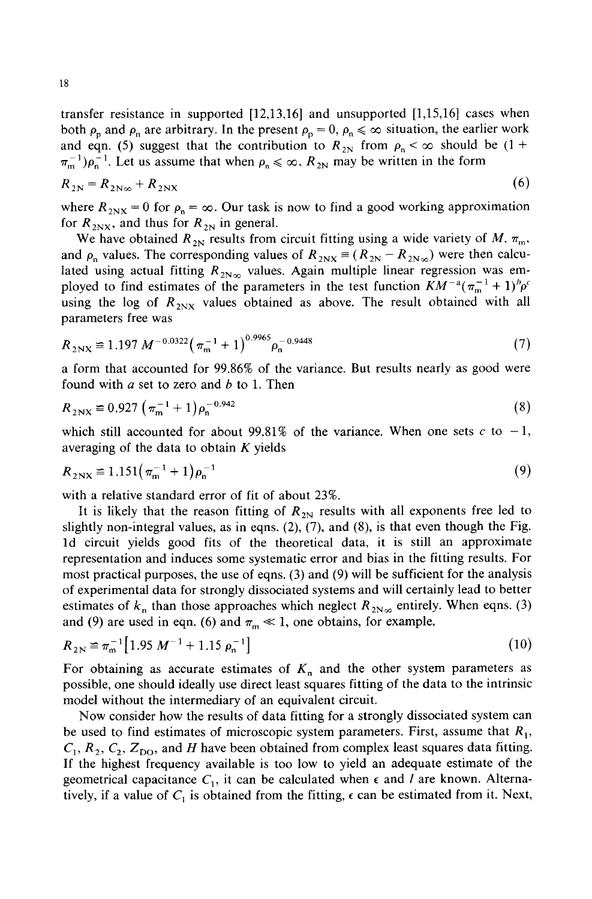transfer resistance in supported [12,13,16] and unsupported [1,15,16] cases when both $\rho_p$ and $\rho_n$ are arbitrary. In the present $\rho_p = 0$, $\rho_n \leqslant \infty$ situation, the earlier work and eqn. (5) suggest that the contribution to $R_{2N}$ from $\rho_n < \infty$ should be $(1 + \pi_m^{-1})\rho_n^{-1}$. Let us assume that when $\rho_n \leqslant \infty$, $R_{2N}$ may be written in the form

$$R_{2N} = R_{2N\infty} + R_{2NX} \tag{6}$$

where $R_{2NX} = 0$ for $\rho_n = \infty$. Our task is now to find a good working approximation for $R_{2NX}$, and thus for $R_{2N}$ in general.

We have obtained $R_{2N}$ results from circuit fitting using a wide variety of $M$, $\pi_m$, and $\rho_n$ values. The corresponding values of $R_{2NX} \equiv (R_{2N} - R_{2N\infty})$ were then calculated using actual fitting $R_{2N\infty}$ values. Again multiple linear regression was employed to find estimates of the parameters in the test function $KM^{-a}(\pi_m^{-1} + 1)^b \rho^c$ using the log of $R_{2NX}$ values obtained as above. The result obtained with all parameters free was

$$R_{2NX} \cong 1.197\, M^{-0.0322}\left(\pi_m^{-1} + 1\right)^{0.9965} \rho_n^{-0.9448} \tag{7}$$

a form that accounted for 99.86% of the variance. But results nearly as good were found with $a$ set to zero and $b$ to 1. Then

$$R_{2NX} \cong 0.927\left(\pi_m^{-1} + 1\right)\rho_n^{-0.942} \tag{8}$$

which still accounted for about 99.81% of the variance. When one sets $c$ to $-1$, averaging of the data to obtain $K$ yields

$$R_{2NX} \cong 1.151\left(\pi_m^{-1} + 1\right)\rho_n^{-1} \tag{9}$$

with a relative standard error of fit of about 23%.

It is likely that the reason fitting of $R_{2N}$ results with all exponents free led to slightly non-integral values, as in eqns. (2), (7), and (8), is that even though the Fig. 1d circuit yields good fits of the theoretical data, it is still an approximate representation and induces some systematic error and bias in the fitting results. For most practical purposes, the use of eqns. (3) and (9) will be sufficient for the analysis of experimental data for strongly dissociated systems and will certainly lead to better estimates of $k_n$ than those approaches which neglect $R_{2N\infty}$ entirely. When eqns. (3) and (9) are used in eqn. (6) and $\pi_m \ll 1$, one obtains, for example,

$$R_{2N} \cong \pi_m^{-1}\left[1.95\, M^{-1} + 1.15\, \rho_n^{-1}\right] \tag{10}$$

For obtaining as accurate estimates of $K_n$ and the other system parameters as possible, one should ideally use direct least squares fitting of the data to the intrinsic model without the intermediary of an equivalent circuit.

Now consider how the results of data fitting for a strongly dissociated system can be used to find estimates of microscopic system parameters. First, assume that $R_1$, $C_1$, $R_2$, $C_2$, $Z_{DO}$, and $H$ have been obtained from complex least squares data fitting. If the highest frequency available is too low to yield an adequate estimate of the geometrical capacitance $C_1$, it can be calculated when $\epsilon$ and $l$ are known. Alternatively, if a value of $C_1$ is obtained from the fitting, $\epsilon$ can be estimated from it. Next,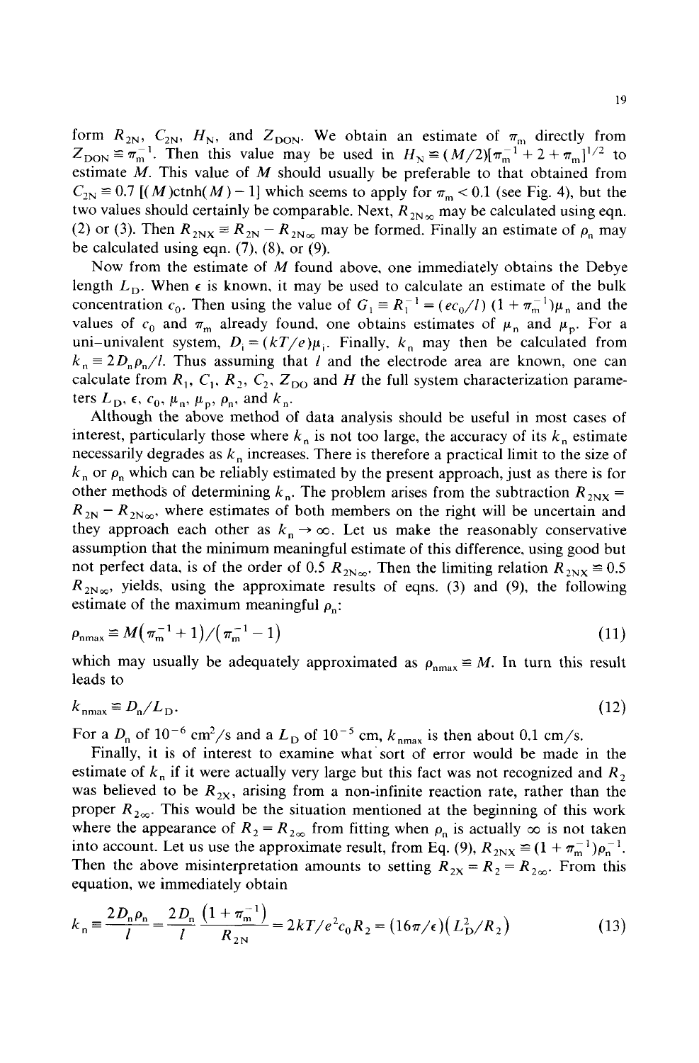form $R_{2N}$, $C_{2N}$, $H_N$, and $Z_{DON}$. We obtain an estimate of $\pi_m$ directly from $Z_{DON} \cong \pi_m^{-1}$. Then this value may be used in $H_N \cong (M/2)[\pi_m^{-1} + 2 + \pi_m]^{1/2}$ to estimate $M$. This value of $M$ should usually be preferable to that obtained from $C_{2N} \cong 0.7\,[(M)\text{ctnh}(M) - 1]$ which seems to apply for $\pi_m < 0.1$ (see Fig. 4), but the two values should certainly be comparable. Next, $R_{2N\infty}$ may be calculated using eqn. (2) or (3). Then $R_{2NX} \equiv R_{2N} - R_{2N\infty}$ may be formed. Finally an estimate of $\rho_n$ may be calculated using eqn. (7), (8), or (9).

Now from the estimate of $M$ found above, one immediately obtains the Debye length $L_D$. When $\epsilon$ is known, it may be used to calculate an estimate of the bulk concentration $c_0$. Then using the value of $G_1 \equiv R_1^{-1} = (ec_0/l)\,(1 + \pi_m^{-1})\mu_n$ and the values of $c_0$ and $\pi_m$ already found, one obtains estimates of $\mu_n$ and $\mu_p$. For a uni-univalent system, $D_i = (kT/e)\mu_i$. Finally, $k_n$ may then be calculated from $k_n \equiv 2D_n\rho_n/l$. Thus assuming that $l$ and the electrode area are known, one can calculate from $R_1$, $C_1$, $R_2$, $C_2$, $Z_{DO}$ and $H$ the full system characterization parameters $L_D$, $\epsilon$, $c_0$, $\mu_n$, $\mu_p$, $\rho_n$, and $k_n$.

Although the above method of data analysis should be useful in most cases of interest, particularly those where $k_n$ is not too large, the accuracy of its $k_n$ estimate necessarily degrades as $k_n$ increases. There is therefore a practical limit to the size of $k_n$ or $\rho_n$ which can be reliably estimated by the present approach, just as there is for other methods of determining $k_n$. The problem arises from the subtraction $R_{2NX} = R_{2N} - R_{2N\infty}$, where estimates of both members on the right will be uncertain and they approach each other as $k_n \to \infty$. Let us make the reasonably conservative assumption that the minimum meaningful estimate of this difference, using good but not perfect data, is of the order of $0.5\,R_{2N\infty}$. Then the limiting relation $R_{2NX} \cong 0.5\,R_{2N\infty}$, yields, using the approximate results of eqns. (3) and (9), the following estimate of the maximum meaningful $\rho_n$:

$$\rho_{n\max} \cong M\left(\pi_m^{-1} + 1\right)/\left(\pi_m^{-1} - 1\right) \tag{11}$$

which may usually be adequately approximated as $\rho_{n\max} \cong M$. In turn this result leads to

$$k_{n\max} \cong D_n/L_D. \tag{12}$$

For a $D_n$ of $10^{-6}$ cm$^2$/s and a $L_D$ of $10^{-5}$ cm, $k_{n\max}$ is then about 0.1 cm/s.

Finally, it is of interest to examine what sort of error would be made in the estimate of $k_n$ if it were actually very large but this fact was not recognized and $R_2$ was believed to be $R_{2X}$, arising from a non-infinite reaction rate, rather than the proper $R_{2\infty}$. This would be the situation mentioned at the beginning of this work where the appearance of $R_2 = R_{2\infty}$ from fitting when $\rho_n$ is actually $\infty$ is not taken into account. Let us use the approximate result, from Eq. (9), $R_{2NX} \cong (1 + \pi_m^{-1})\rho_n^{-1}$. Then the above misinterpretation amounts to setting $R_{2X} = R_2 = R_{2\infty}$. From this equation, we immediately obtain

$$k_n \equiv \frac{2D_n\rho_n}{l} = \frac{2D_n}{l}\frac{\left(1 + \pi_m^{-1}\right)}{R_{2N}} = 2kT/e^2c_0R_2 = (16\pi/\epsilon)\left(L_D^2/R_2\right) \tag{13}$$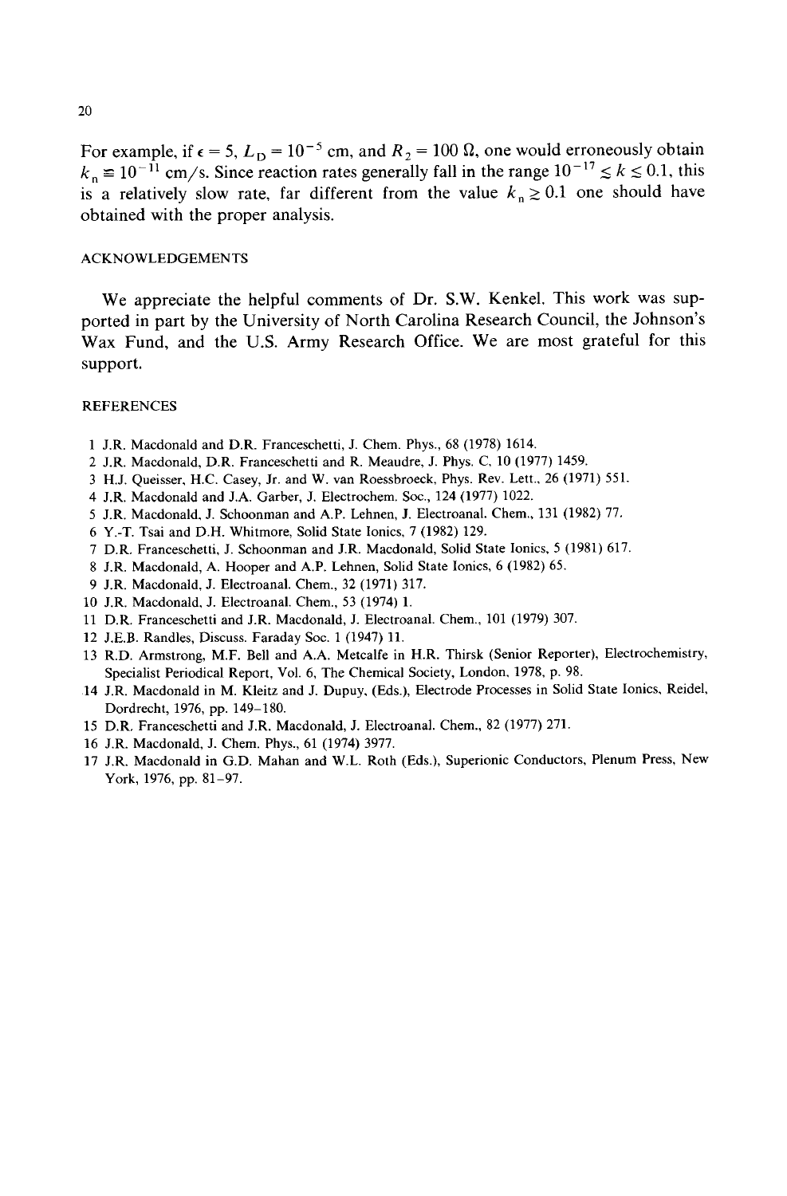For example, if $\epsilon = 5$, $L_D = 10^{-5}$ cm, and $R_2 = 100\ \Omega$, one would erroneously obtain $k_n \cong 10^{-11}$ cm/s. Since reaction rates generally fall in the range $10^{-17} \lesssim k \lesssim 0.1$, this is a relatively slow rate, far different from the value $k_n \gtrsim 0.1$ one should have obtained with the proper analysis.

## ACKNOWLEDGEMENTS

We appreciate the helpful comments of Dr. S.W. Kenkel. This work was supported in part by the University of North Carolina Research Council, the Johnson's Wax Fund, and the U.S. Army Research Office. We are most grateful for this support.

## REFERENCES

1. J.R. Macdonald and D.R. Franceschetti, J. Chem. Phys., 68 (1978) 1614.
2. J.R. Macdonald, D.R. Franceschetti and R. Meaudre, J. Phys. C, 10 (1977) 1459.
3. H.J. Queisser, H.C. Casey, Jr. and W. van Roessbroeck, Phys. Rev. Lett., 26 (1971) 551.
4. J.R. Macdonald and J.A. Garber, J. Electrochem. Soc., 124 (1977) 1022.
5. J.R. Macdonald, J. Schoonman and A.P. Lehnen, J. Electroanal. Chem., 131 (1982) 77.
6. Y.-T. Tsai and D.H. Whitmore, Solid State Ionics, 7 (1982) 129.
7. D.R. Franceschetti, J. Schoonman and J.R. Macdonald, Solid State Ionics, 5 (1981) 617.
8. J.R. Macdonald, A. Hooper and A.P. Lehnen, Solid State Ionics, 6 (1982) 65.
9. J.R. Macdonald, J. Electroanal. Chem., 32 (1971) 317.
10. J.R. Macdonald, J. Electroanal. Chem., 53 (1974) 1.
11. D.R. Franceschetti and J.R. Macdonald, J. Electroanal. Chem., 101 (1979) 307.
12. J.E.B. Randles, Discuss. Faraday Soc. 1 (1947) 11.
13. R.D. Armstrong, M.F. Bell and A.A. Metcalfe in H.R. Thirsk (Senior Reporter), Electrochemistry, Specialist Periodical Report, Vol. 6, The Chemical Society, London, 1978, p. 98.
14. J.R. Macdonald in M. Kleitz and J. Dupuy, (Eds.), Electrode Processes in Solid State Ionics, Reidel, Dordrecht, 1976, pp. 149–180.
15. D.R. Franceschetti and J.R. Macdonald, J. Electroanal. Chem., 82 (1977) 271.
16. J.R. Macdonald, J. Chem. Phys., 61 (1974) 3977.
17. J.R. Macdonald in G.D. Mahan and W.L. Roth (Eds.), Superionic Conductors, Plenum Press, New York, 1976, pp. 81–97.